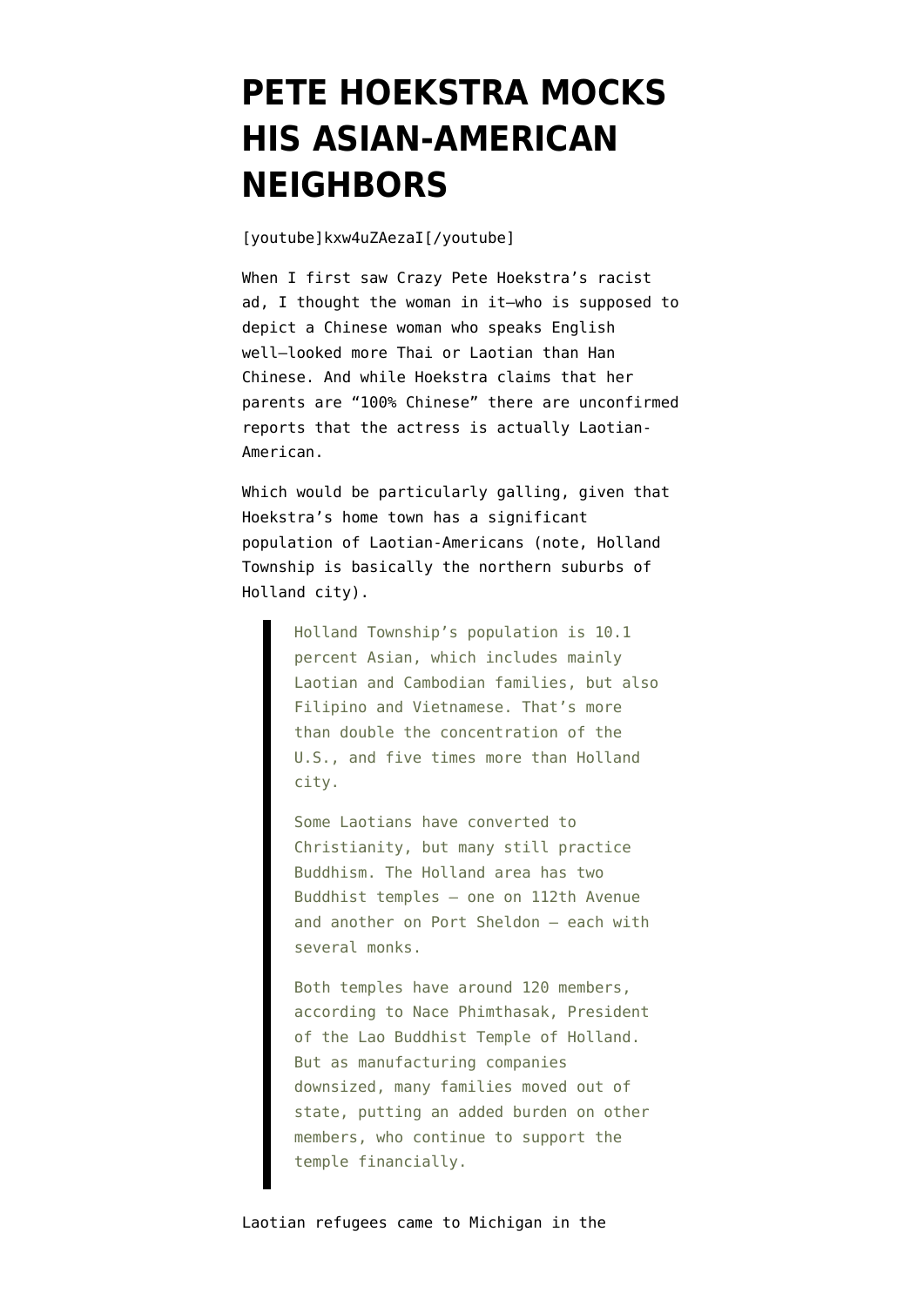# PETE HOEKSTRA MOCKS HIS ASIAN-AMERICAN NEIGHBORS

[youtube]kxw4uZAezaI[/youtube]

When I first saw Crazy Pete Hoekstra's racist ad, I thought the woman in it—who is supposed to depict a Chinese woman who speaks English well—looked more Thai or Laotian than Han Chinese. And while Hoekstra claims that her parents are "100% Chinese" there are unconfirmed reports that the actress is actually Laotian-American.

Which would be particularly galling, given that Hoekstra's home town has a significant population of Laotian-Americans (note, Holland Township is basically the northern suburbs of Holland city).

> Holland Township's population is 10.1 percent Asian, which includes mainly Laotian and Cambodian families, but also Filipino and Vietnamese. That's more than double the concentration of the U.S., and five times more than Holland city.
>
> Some Laotians have converted to Christianity, but many still practice Buddhism. The Holland area has two Buddhist temples — one on 112th Avenue and another on Port Sheldon — each with several monks.
>
> Both temples have around 120 members, according to Nace Phimthasak, President of the Lao Buddhist Temple of Holland. But as manufacturing companies downsized, many families moved out of state, putting an added burden on other members, who continue to support the temple financially.

Laotian refugees came to Michigan in the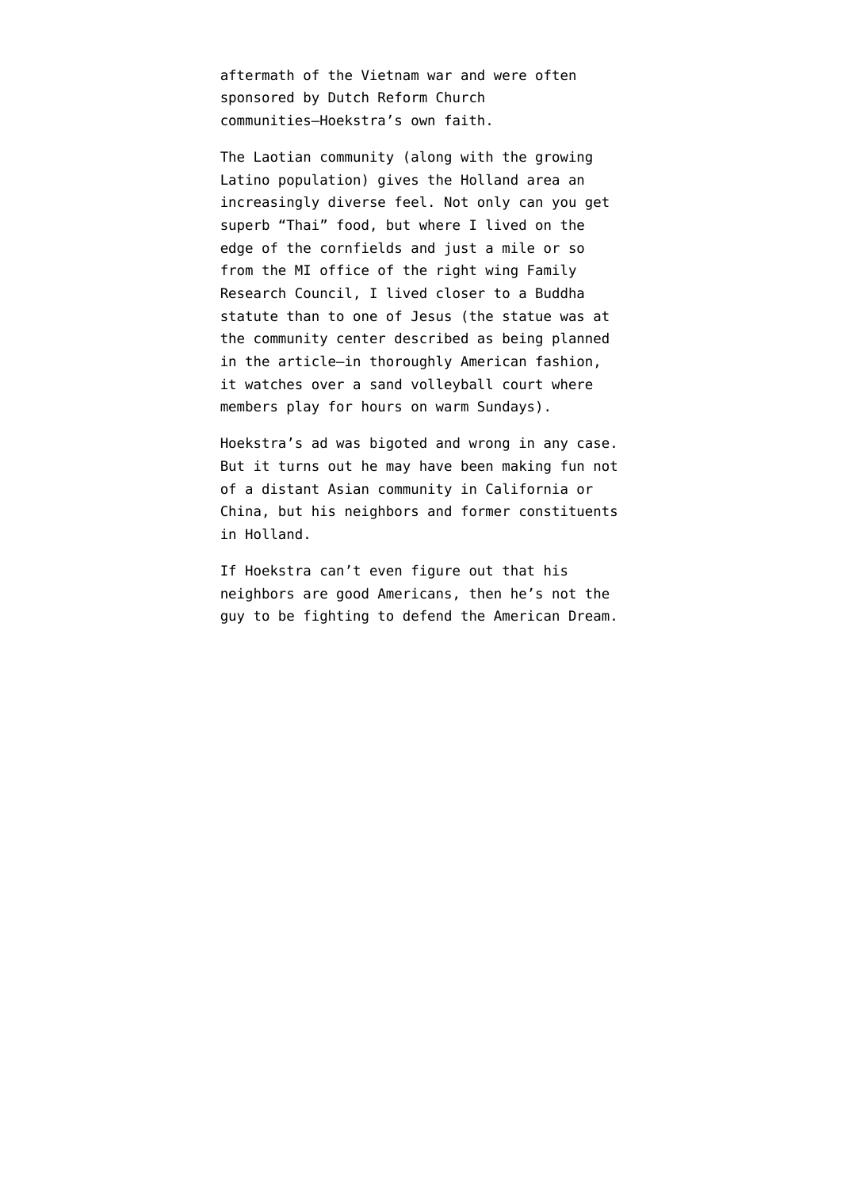aftermath of the Vietnam war and were often sponsored by Dutch Reform Church communities—Hoekstra's own faith.

The Laotian community (along with the growing Latino population) gives the Holland area an increasingly diverse feel. Not only can you get superb "Thai" food, but where I lived on the edge of the cornfields and just a mile or so from the MI office of the right wing Family Research Council, I lived closer to a Buddha statute than to one of Jesus (the statue was at the community center described as being planned in the article—in thoroughly American fashion, it watches over a sand volleyball court where members play for hours on warm Sundays).

Hoekstra's ad was bigoted and wrong in any case. But it turns out he may have been making fun not of a distant Asian community in California or China, but his neighbors and former constituents in Holland.

If Hoekstra can't even figure out that his neighbors are good Americans, then he's not the guy to be fighting to defend the American Dream.